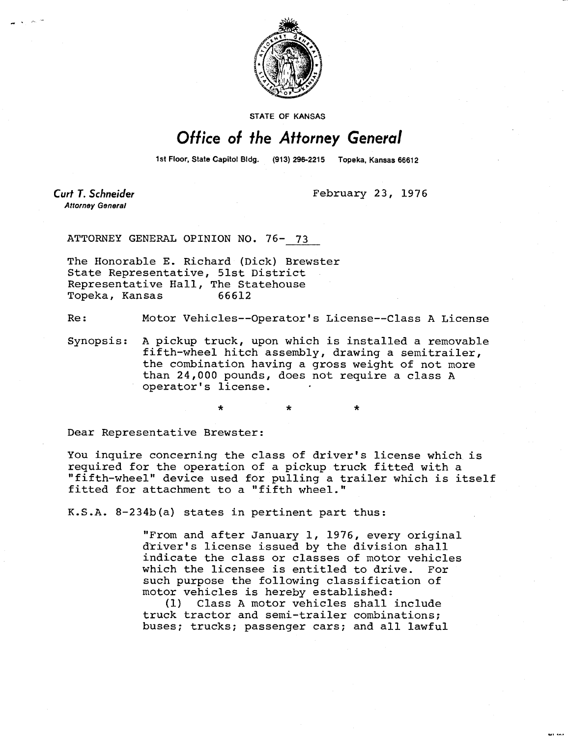STATE OF KANSAS

# Office of the Attorney General

1st Floor, State Capitol Bldg. (913) 296-2215 Topeka, Kansas 66612

***Curt T. Schneider***
*Attorney General*

February 23, 1976

ATTORNEY GENERAL OPINION NO. 76- 73

The Honorable E. Richard (Dick) Brewster
State Representative, 51st District
Representative Hall, The Statehouse
Topeka, Kansas 66612

Re: Motor Vehicles--Operator's License--Class A License

Synopsis: A pickup truck, upon which is installed a removable fifth-wheel hitch assembly, drawing a semitrailer, the combination having a gross weight of not more than 24,000 pounds, does not require a class A operator's license.

\* \* \*

Dear Representative Brewster:

You inquire concerning the class of driver's license which is required for the operation of a pickup truck fitted with a "fifth-wheel" device used for pulling a trailer which is itself fitted for attachment to a "fifth wheel."

K.S.A. 8-234b(a) states in pertinent part thus:

> "From and after January 1, 1976, every original driver's license issued by the division shall indicate the class or classes of motor vehicles which the licensee is entitled to drive. For such purpose the following classification of motor vehicles is hereby established:
>
> (1) Class A motor vehicles shall include truck tractor and semi-trailer combinations; buses; trucks; passenger cars; and all lawful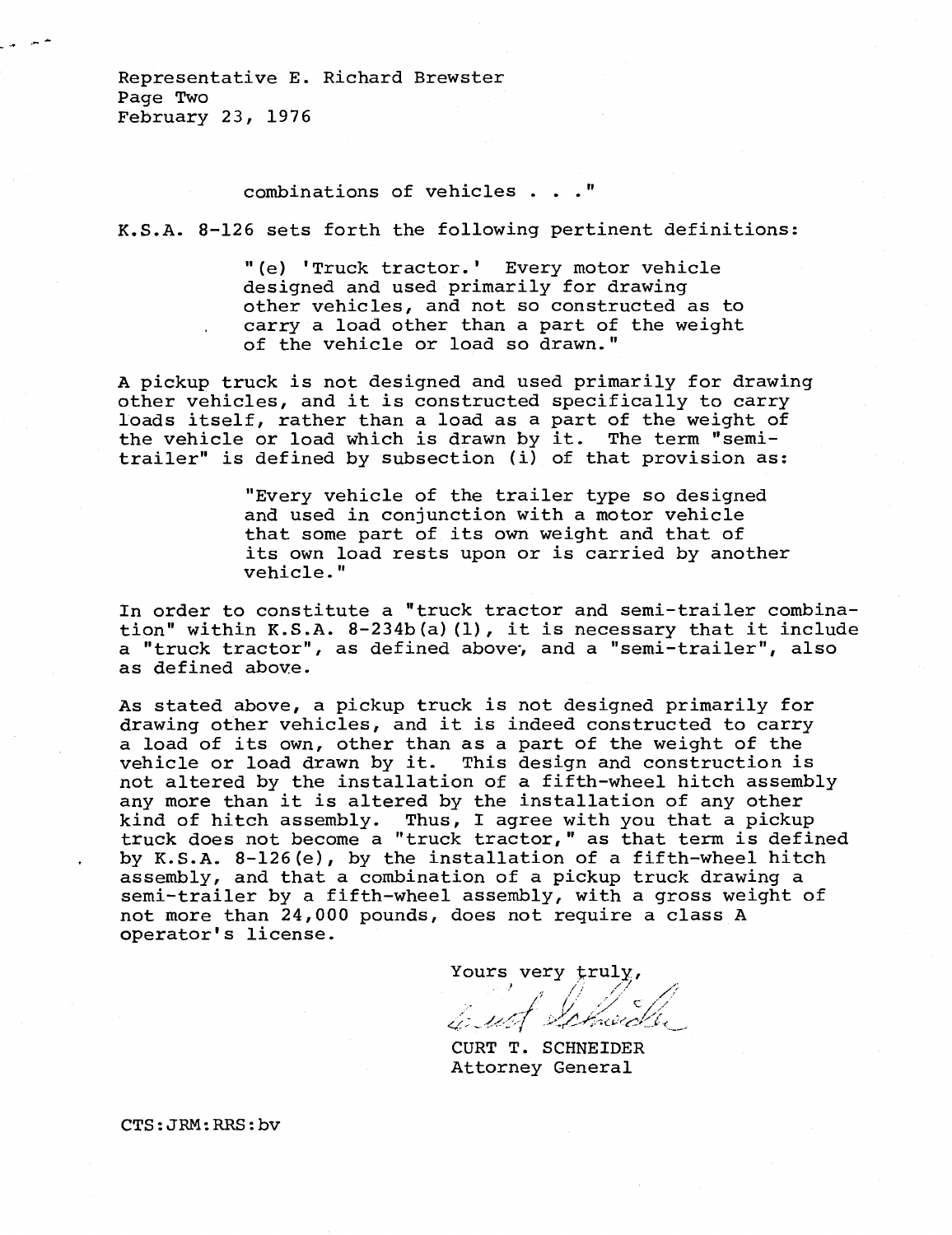Representative E. Richard Brewster
Page Two
February 23, 1976

combinations of vehicles . . ."

K.S.A. 8-126 sets forth the following pertinent definitions:

> "(e) 'Truck tractor.' Every motor vehicle designed and used primarily for drawing other vehicles, and not so constructed as to carry a load other than a part of the weight of the vehicle or load so drawn."

A pickup truck is not designed and used primarily for drawing other vehicles, and it is constructed specifically to carry loads itself, rather than a load as a part of the weight of the vehicle or load which is drawn by it. The term "semi-trailer" is defined by subsection (i) of that provision as:

> "Every vehicle of the trailer type so designed and used in conjunction with a motor vehicle that some part of its own weight and that of its own load rests upon or is carried by another vehicle."

In order to constitute a "truck tractor and semi-trailer combination" within K.S.A. 8-234b(a)(1), it is necessary that it include a "truck tractor", as defined above, and a "semi-trailer", also as defined above.

As stated above, a pickup truck is not designed primarily for drawing other vehicles, and it is indeed constructed to carry a load of its own, other than as a part of the weight of the vehicle or load drawn by it. This design and construction is not altered by the installation of a fifth-wheel hitch assembly any more than it is altered by the installation of any other kind of hitch assembly. Thus, I agree with you that a pickup truck does not become a "truck tractor," as that term is defined by K.S.A. 8-126(e), by the installation of a fifth-wheel hitch assembly, and that a combination of a pickup truck drawing a semi-trailer by a fifth-wheel assembly, with a gross weight of not more than 24,000 pounds, does not require a class A operator's license.

Yours very truly,

CURT T. SCHNEIDER
Attorney General

CTS:JRM:RRS:bv